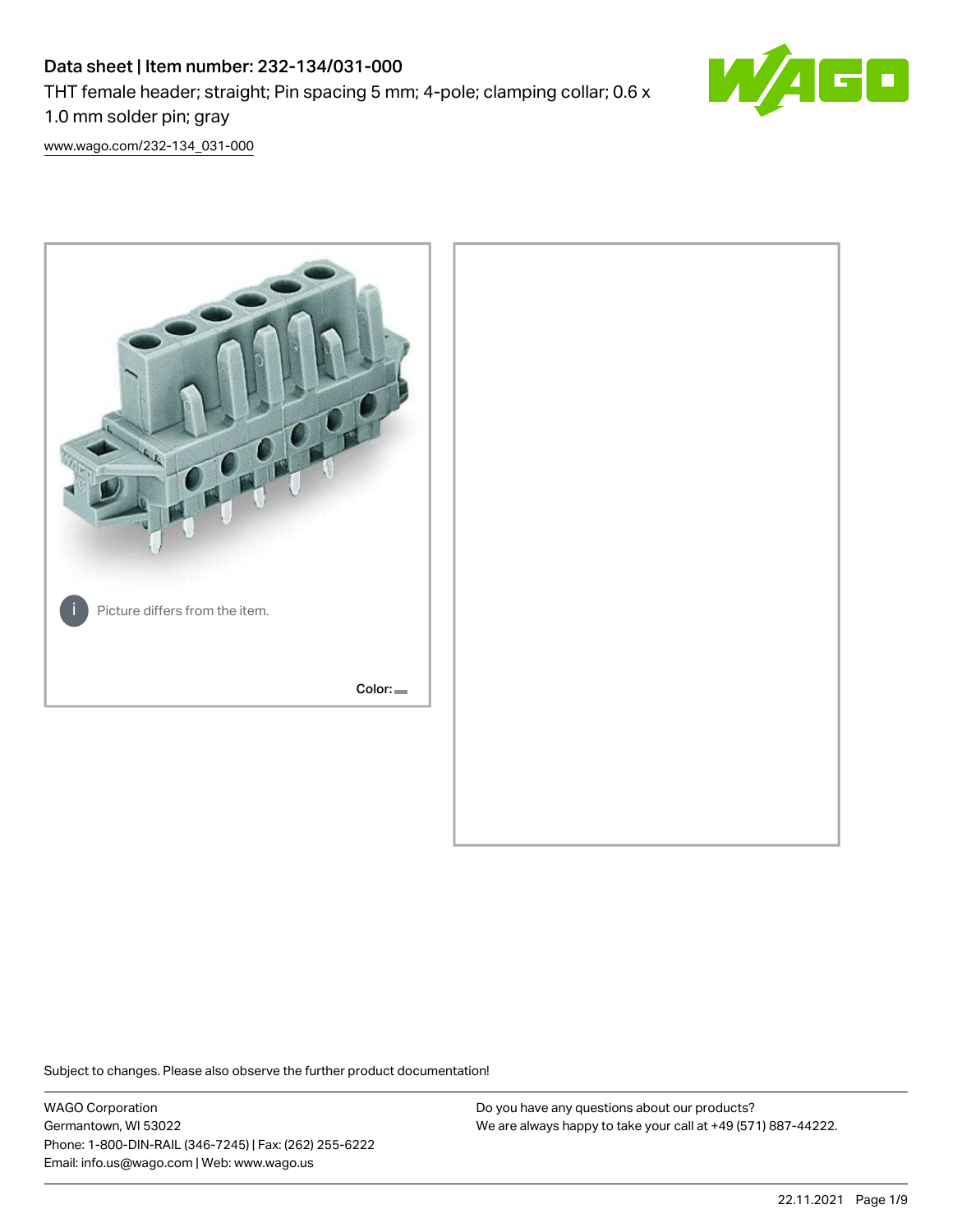# Data sheet | Item number: 232-134/031-000

THT female header; straight; Pin spacing 5 mm; 4-pole; clamping collar; 0.6 x 1.0 mm solder pin; gray

www.wago.com/232-134_031-000

Picture differs from the item.

Color:

Subject to changes. Please also observe the further product documentation!

WAGO Corporation
Germantown, WI 53022
Phone: 1-800-DIN-RAIL (346-7245) | Fax: (262) 255-6222
Email: info.us@wago.com | Web: www.wago.us

Do you have any questions about our products?
We are always happy to take your call at +49 (571) 887-44222.

22.11.2021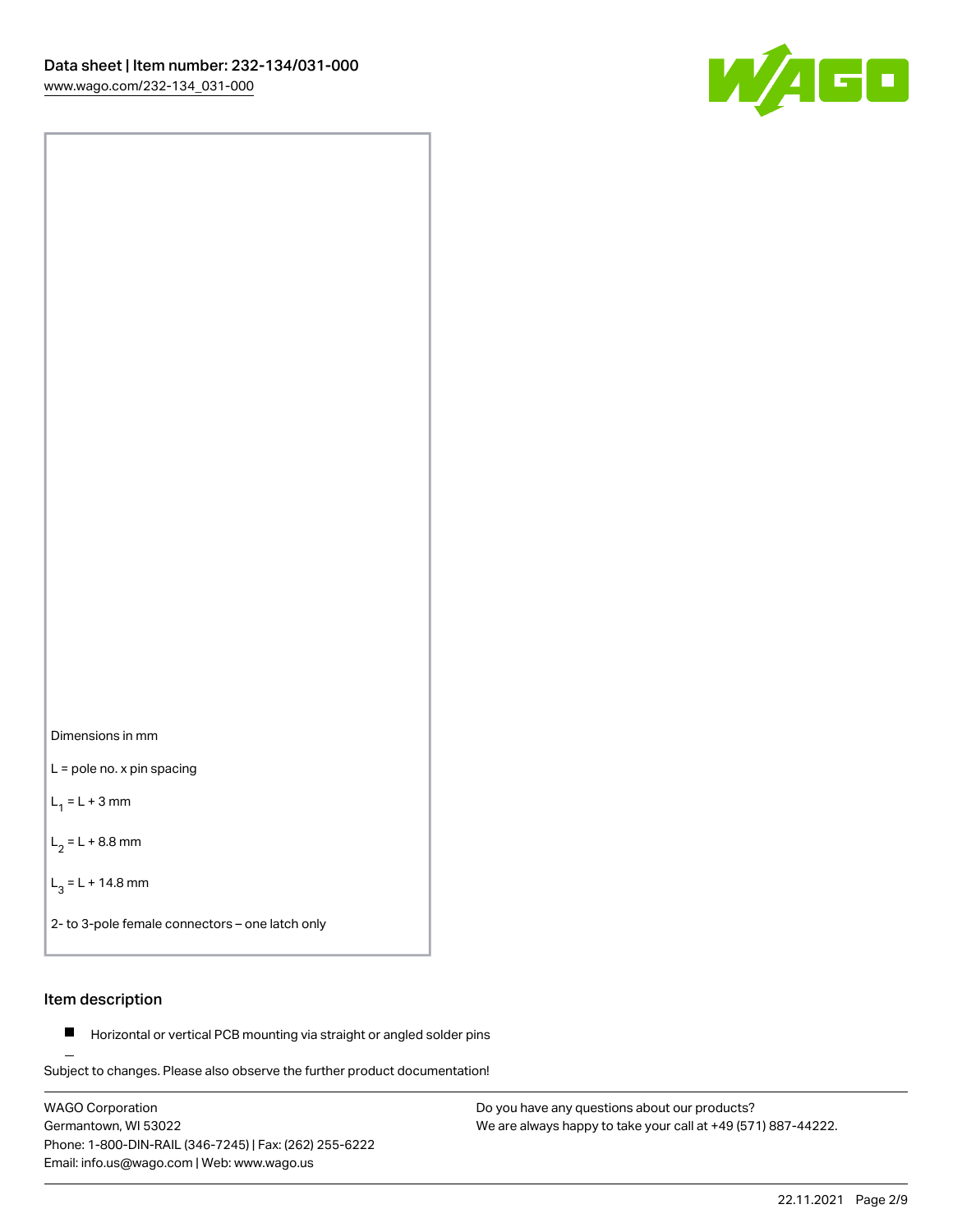Dimensions in mm

L = pole no. x pin spacing

$L_1$ = L + 3 mm

$L_2$ = L + 8.8 mm

$L_3$ = L + 14.8 mm

2- to 3-pole female connectors – one latch only

## Item description

- Horizontal or vertical PCB mounting via straight or angled solder pins

Subject to changes. Please also observe the further product documentation!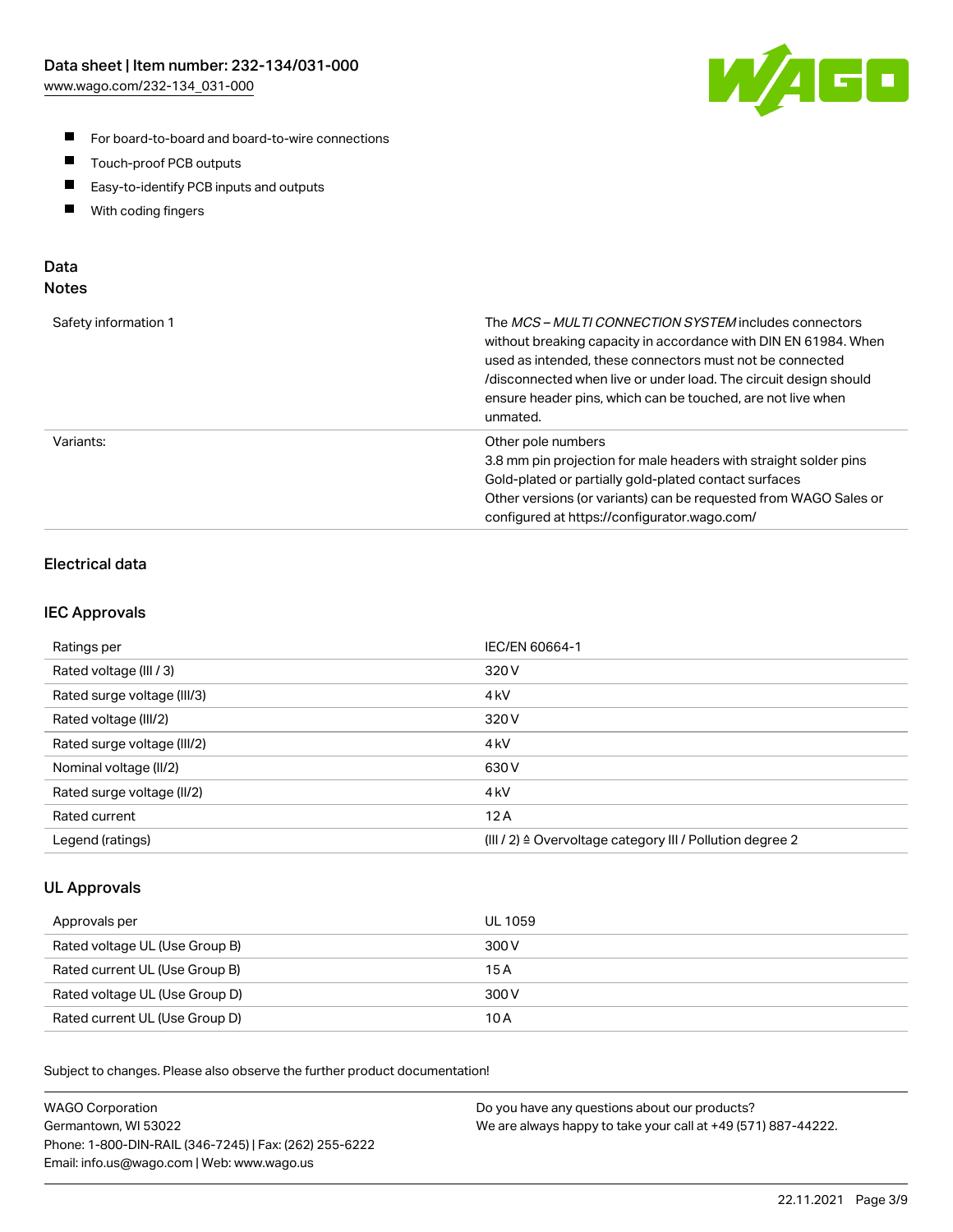- For board-to-board and board-to-wire connections
- Touch-proof PCB outputs
- Easy-to-identify PCB inputs and outputs
- With coding fingers

## Data
### Notes

| | |
|---|---|
| Safety information 1 | The *MCS – MULTI CONNECTION SYSTEM* includes connectors without breaking capacity in accordance with DIN EN 61984. When used as intended, these connectors must not be connected /disconnected when live or under load. The circuit design should ensure header pins, which can be touched, are not live when unmated. |
| Variants: | Other pole numbers<br>3.8 mm pin projection for male headers with straight solder pins<br>Gold-plated or partially gold-plated contact surfaces<br>Other versions (or variants) can be requested from WAGO Sales or configured at https://configurator.wago.com/ |

### Electrical data

### IEC Approvals

| | |
|---|---|
| Ratings per | IEC/EN 60664-1 |
| Rated voltage (III / 3) | 320 V |
| Rated surge voltage (III/3) | 4 kV |
| Rated voltage (III/2) | 320 V |
| Rated surge voltage (III/2) | 4 kV |
| Nominal voltage (II/2) | 630 V |
| Rated surge voltage (II/2) | 4 kV |
| Rated current | 12 A |
| Legend (ratings) | (III / 2) ≙ Overvoltage category III / Pollution degree 2 |

### UL Approvals

| | |
|---|---|
| Approvals per | UL 1059 |
| Rated voltage UL (Use Group B) | 300 V |
| Rated current UL (Use Group B) | 15 A |
| Rated voltage UL (Use Group D) | 300 V |
| Rated current UL (Use Group D) | 10 A |

Subject to changes. Please also observe the further product documentation!

WAGO Corporation
Germantown, WI 53022
Phone: 1-800-DIN-RAIL (346-7245) | Fax: (262) 255-6222
Email: info.us@wago.com | Web: www.wago.us

Do you have any questions about our products?
We are always happy to take your call at +49 (571) 887-44222.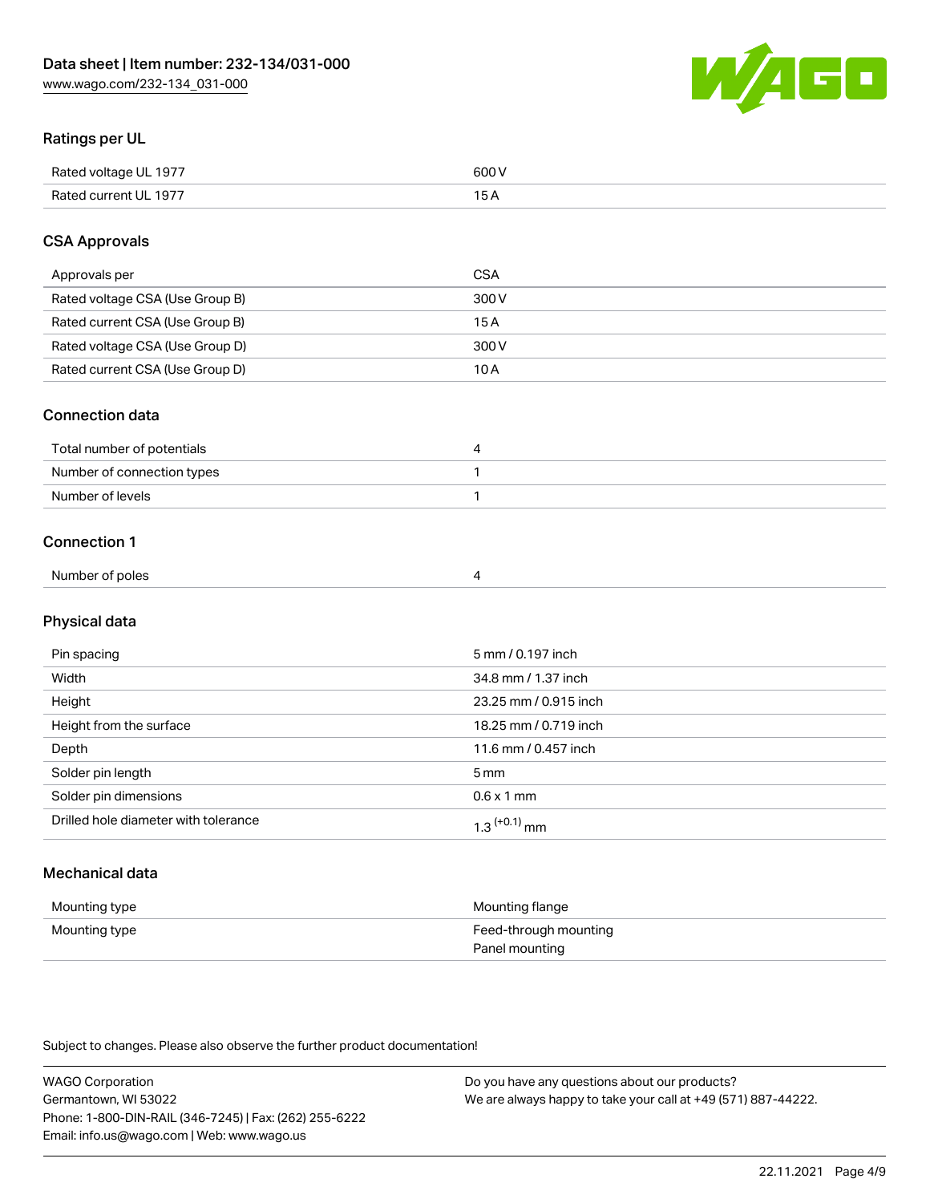## Ratings per UL

| | |
|---|---|
| Rated voltage UL 1977 | 600 V |
| Rated current UL 1977 | 15 A |

## CSA Approvals

| | |
|---|---|
| Approvals per | CSA |
| Rated voltage CSA (Use Group B) | 300 V |
| Rated current CSA (Use Group B) | 15 A |
| Rated voltage CSA (Use Group D) | 300 V |
| Rated current CSA (Use Group D) | 10 A |

## Connection data

| | |
|---|---|
| Total number of potentials | 4 |
| Number of connection types | 1 |
| Number of levels | 1 |

## Connection 1

| | |
|---|---|
| Number of poles | 4 |

## Physical data

| | |
|---|---|
| Pin spacing | 5 mm / 0.197 inch |
| Width | 34.8 mm / 1.37 inch |
| Height | 23.25 mm / 0.915 inch |
| Height from the surface | 18.25 mm / 0.719 inch |
| Depth | 11.6 mm / 0.457 inch |
| Solder pin length | 5 mm |
| Solder pin dimensions | 0.6 x 1 mm |
| Drilled hole diameter with tolerance | $1.3^{(+0.1)}$ mm |

## Mechanical data

| | |
|---|---|
| Mounting type | Mounting flange |
| Mounting type | Feed-through mounting<br>Panel mounting |

Subject to changes. Please also observe the further product documentation!

WAGO Corporation
Germantown, WI 53022
Phone: 1-800-DIN-RAIL (346-7245) | Fax: (262) 255-6222
Email: info.us@wago.com | Web: www.wago.us

Do you have any questions about our products?
We are always happy to take your call at +49 (571) 887-44222.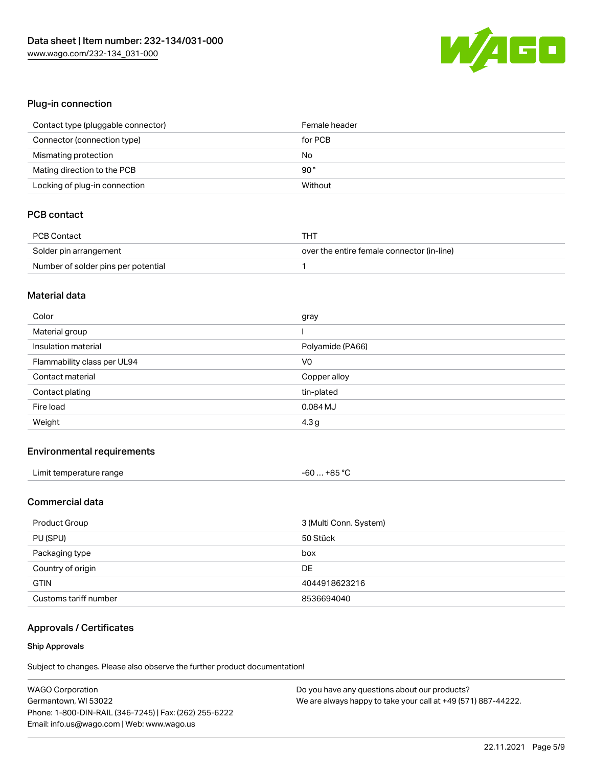## Plug-in connection

| | |
|---|---|
| Contact type (pluggable connector) | Female header |
| Connector (connection type) | for PCB |
| Mismating protection | No |
| Mating direction to the PCB | 90 ° |
| Locking of plug-in connection | Without |

## PCB contact

| | |
|---|---|
| PCB Contact | THT |
| Solder pin arrangement | over the entire female connector (in-line) |
| Number of solder pins per potential | 1 |

## Material data

| | |
|---|---|
| Color | gray |
| Material group | I |
| Insulation material | Polyamide (PA66) |
| Flammability class per UL94 | V0 |
| Contact material | Copper alloy |
| Contact plating | tin-plated |
| Fire load | 0.084 MJ |
| Weight | 4.3 g |

## Environmental requirements

| | |
|---|---|
| Limit temperature range | -60 … +85 °C |

## Commercial data

| | |
|---|---|
| Product Group | 3 (Multi Conn. System) |
| PU (SPU) | 50 Stück |
| Packaging type | box |
| Country of origin | DE |
| GTIN | 4044918623216 |
| Customs tariff number | 8536694040 |

## Approvals / Certificates

### Ship Approvals

Subject to changes. Please also observe the further product documentation!

WAGO Corporation
Germantown, WI 53022
Phone: 1-800-DIN-RAIL (346-7245) | Fax: (262) 255-6222
Email: info.us@wago.com | Web: www.wago.us

Do you have any questions about our products?
We are always happy to take your call at +49 (571) 887-44222.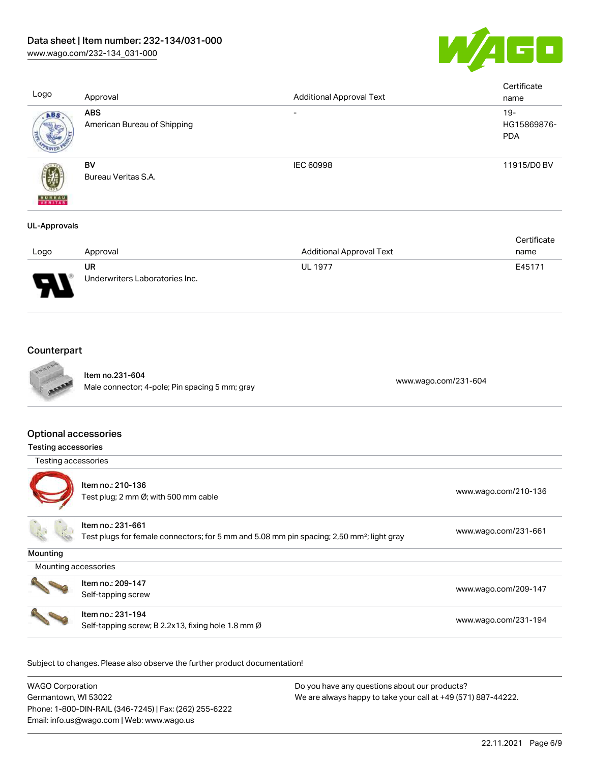| Logo | Approval | Additional Approval Text | Certificate name |
| --- | --- | --- | --- |
| | **ABS**<br>American Bureau of Shipping | - | 19-HG15869876-PDA |
| | **BV**<br>Bureau Veritas S.A. | IEC 60998 | 11915/D0 BV |

**UL-Approvals**

| Logo | Approval | Additional Approval Text | Certificate name |
| --- | --- | --- | --- |
| | **UR**<br>Underwriters Laboratories Inc. | UL 1977 | E45171 |

## Counterpart

| | | |
| --- | --- | --- |
| | Item no.231-604<br>Male connector; 4-pole; Pin spacing 5 mm; gray | www.wago.com/231-604 |

## Optional accessories

**Testing accessories**

| Testing accessories | | |
| --- | --- | --- |
| | Item no.: 210-136<br>Test plug; 2 mm Ø; with 500 mm cable | www.wago.com/210-136 |
| | Item no.: 231-661<br>Test plugs for female connectors; for 5 mm and 5.08 mm pin spacing; 2,50 mm²; light gray | www.wago.com/231-661 |

**Mounting**

| Mounting accessories | | |
| --- | --- | --- |
| | Item no.: 209-147<br>Self-tapping screw | www.wago.com/209-147 |
| | Item no.: 231-194<br>Self-tapping screw; B 2.2x13, fixing hole 1.8 mm Ø | www.wago.com/231-194 |

Subject to changes. Please also observe the further product documentation!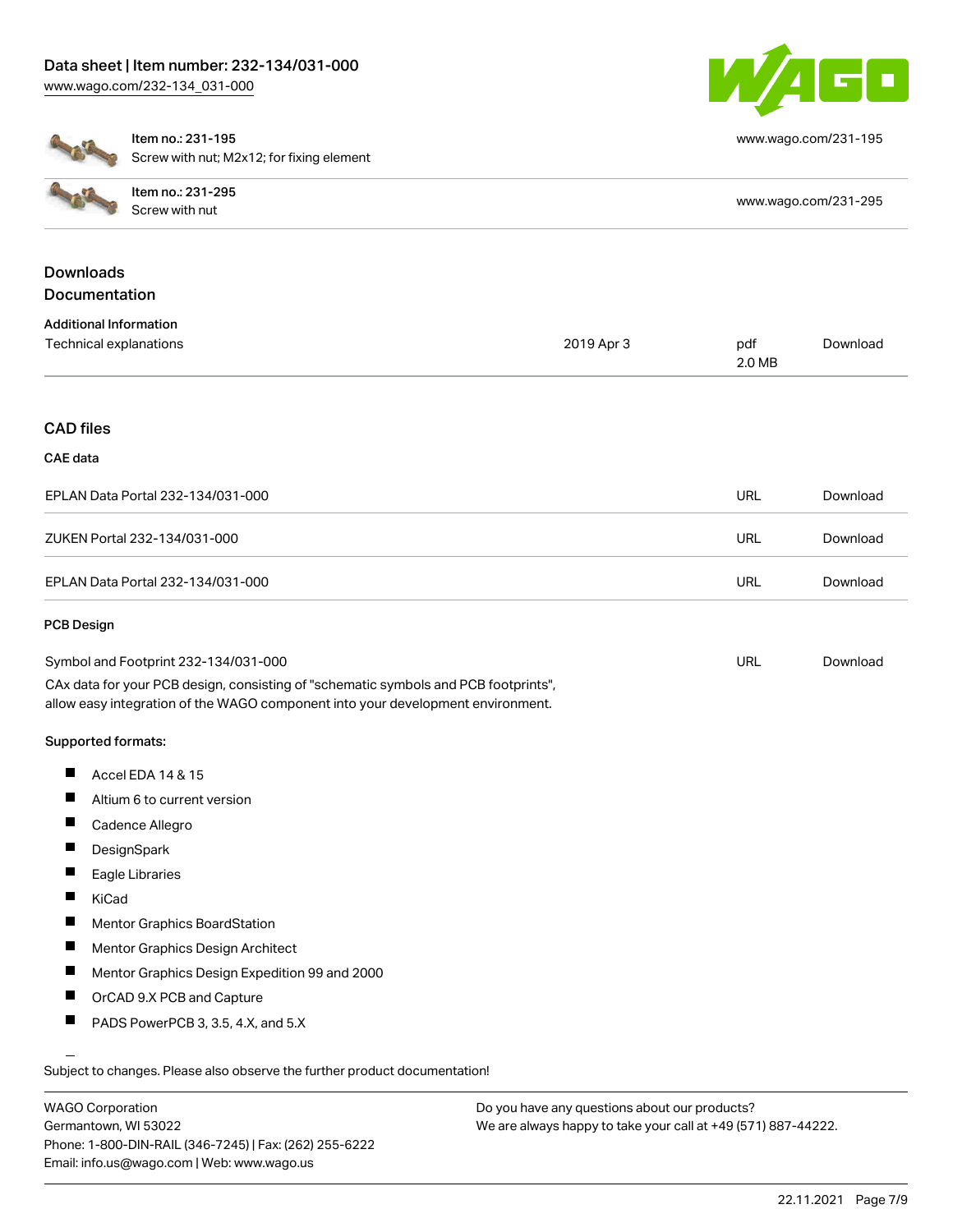| Item no.: 231-195 Screw with nut; M2x12; for fixing element | www.wago.com/231-195 |
| --- | --- |
| Item no.: 231-295 Screw with nut | www.wago.com/231-295 |

## Downloads

## Documentation

### Additional Information

| Technical explanations | 2019 Apr 3 | pdf 2.0 MB | Download |
| --- | --- | --- | --- |

## CAD files

### CAE data

| EPLAN Data Portal 232-134/031-000 | URL | Download |
| --- | --- | --- |
| ZUKEN Portal 232-134/031-000 | URL | Download |
| EPLAN Data Portal 232-134/031-000 | URL | Download |

### PCB Design

| Symbol and Footprint 232-134/031-000 | URL | Download |
| --- | --- | --- |

CAx data for your PCB design, consisting of "schematic symbols and PCB footprints", allow easy integration of the WAGO component into your development environment.

**Supported formats:**

- Accel EDA 14 & 15
- Altium 6 to current version
- Cadence Allegro
- DesignSpark
- Eagle Libraries
- KiCad
- Mentor Graphics BoardStation
- Mentor Graphics Design Architect
- Mentor Graphics Design Expedition 99 and 2000
- OrCAD 9.X PCB and Capture
- PADS PowerPCB 3, 3.5, 4.X, and 5.X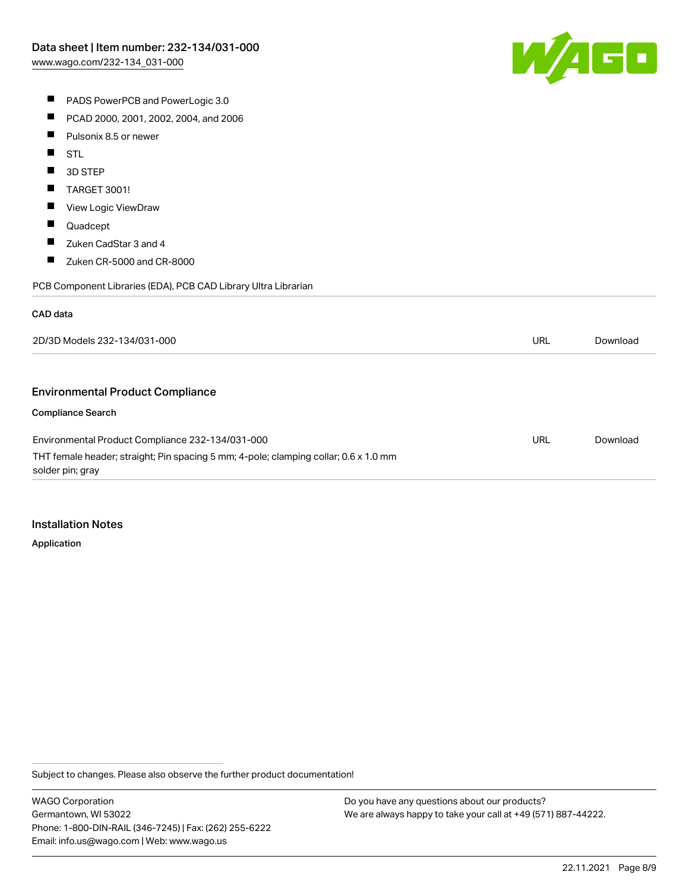- PADS PowerPCB and PowerLogic 3.0
- PCAD 2000, 2001, 2002, 2004, and 2006
- Pulsonix 8.5 or newer
- STL
- 3D STEP
- TARGET 3001!
- View Logic ViewDraw
- Quadcept
- Zuken CadStar 3 and 4
- Zuken CR-5000 and CR-8000

PCB Component Libraries (EDA), PCB CAD Library Ultra Librarian

**CAD data**

| 2D/3D Models 232-134/031-000 | URL | Download |
| --- | --- | --- |

## Environmental Product Compliance

**Compliance Search**

| Environmental Product Compliance 232-134/031-000<br>THT female header; straight; Pin spacing 5 mm; 4-pole; clamping collar; 0.6 x 1.0 mm solder pin; gray | URL | Download |
| --- | --- | --- |

## Installation Notes

**Application**

Subject to changes. Please also observe the further product documentation!

WAGO Corporation
Germantown, WI 53022
Phone: 1-800-DIN-RAIL (346-7245) | Fax: (262) 255-6222
Email: info.us@wago.com | Web: www.wago.us

Do you have any questions about our products?
We are always happy to take your call at +49 (571) 887-44222.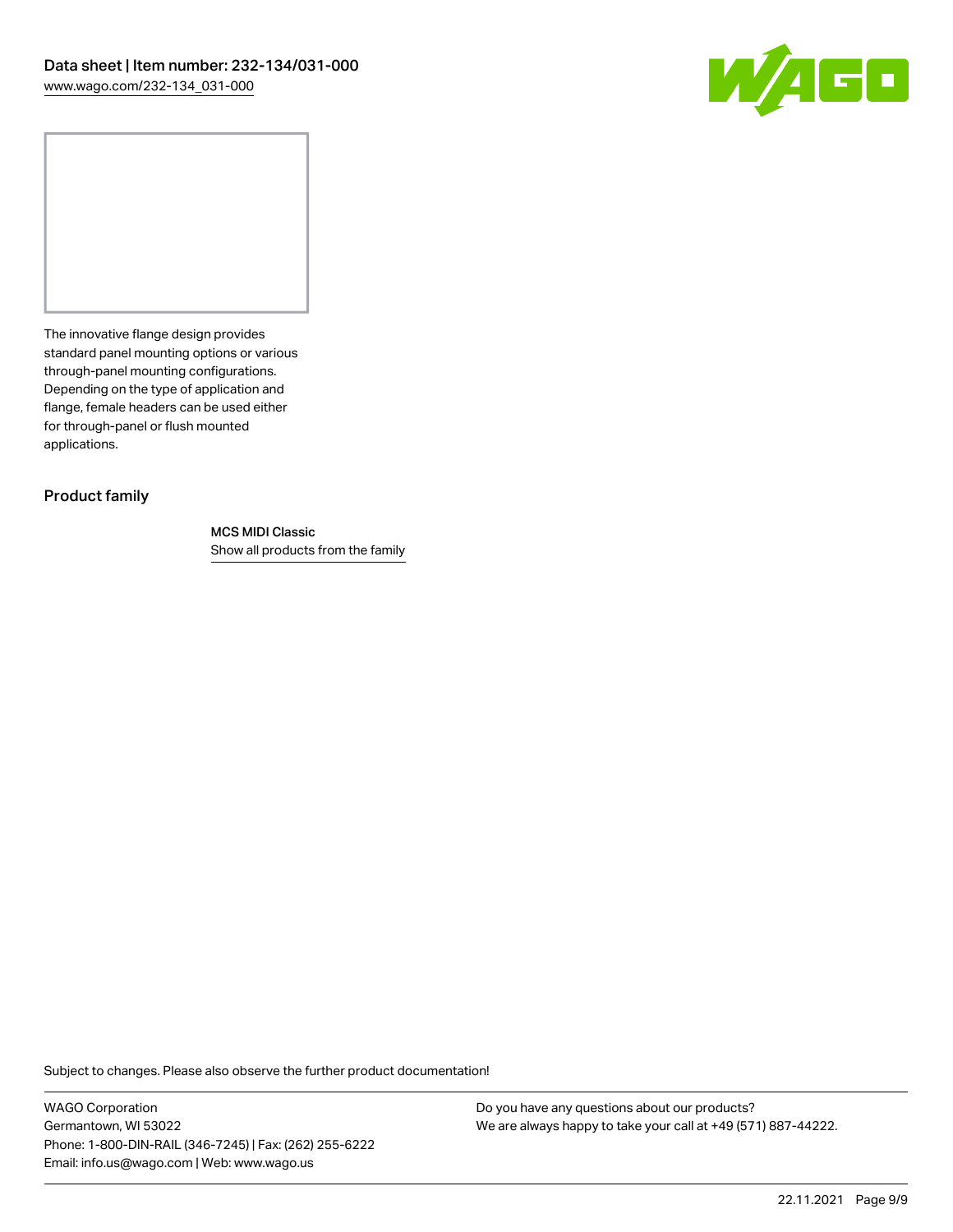The innovative flange design provides standard panel mounting options or various through-panel mounting configurations. Depending on the type of application and flange, female headers can be used either for through-panel or flush mounted applications.

## Product family

MCS MIDI Classic
Show all products from the family

Subject to changes. Please also observe the further product documentation!

WAGO Corporation
Germantown, WI 53022
Phone: 1-800-DIN-RAIL (346-7245) | Fax: (262) 255-6222
Email: info.us@wago.com | Web: www.wago.us

Do you have any questions about our products?
We are always happy to take your call at +49 (571) 887-44222.